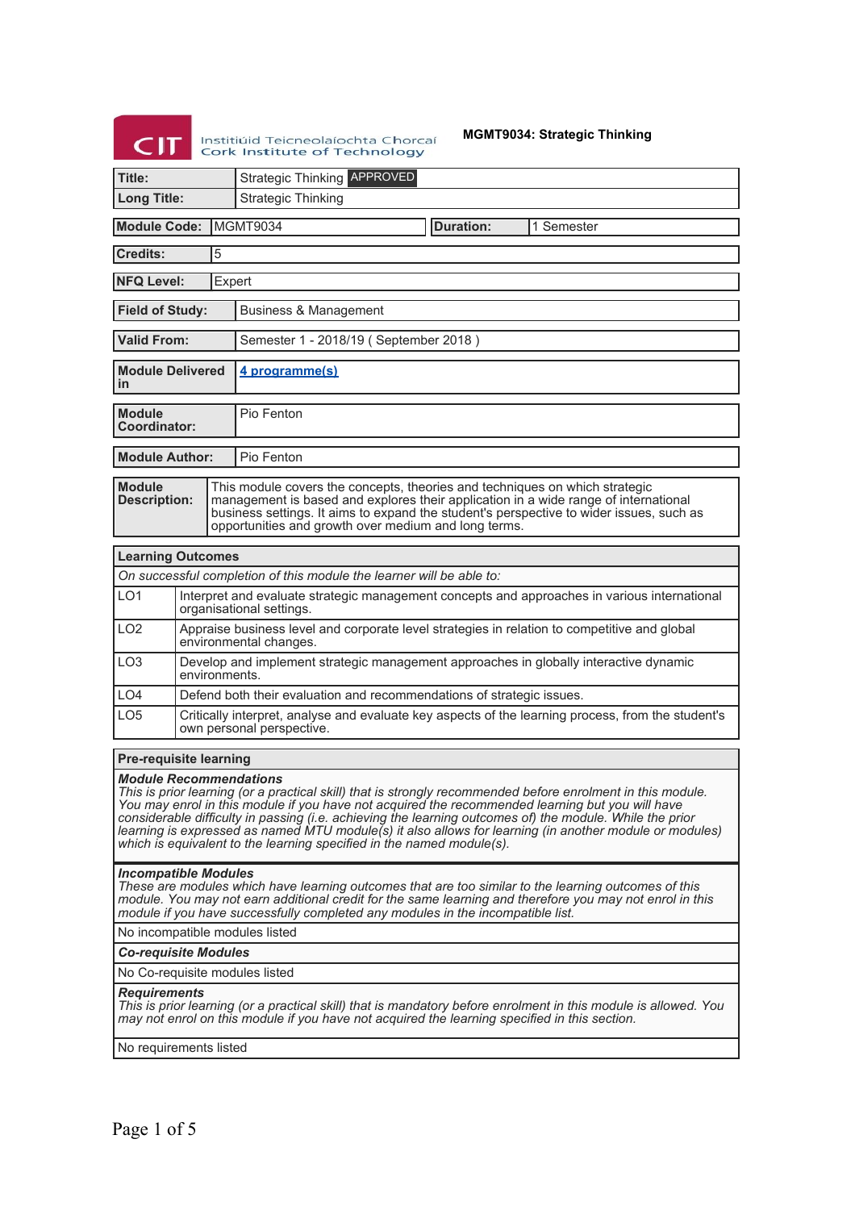CIT Institiúid Teicneolaíochta Chorcaí Cork Institute of Technology

**MGMT9034: Strategic Thinking**

| | |
|---|---|
| **Title:** | Strategic Thinking APPROVED |
| **Long Title:** | Strategic Thinking |

| | | | |
|---|---|---|---|
| **Module Code:** | MGMT9034 | **Duration:** | 1 Semester |

| | |
|---|---|
| **Credits:** | 5 |
| **NFQ Level:** | Expert |
| **Field of Study:** | Business & Management |
| **Valid From:** | Semester 1 - 2018/19 ( September 2018 ) |
| **Module Delivered in** | 4 programme(s) |
| **Module Coordinator:** | Pio Fenton |
| **Module Author:** | Pio Fenton |
| **Module Description:** | This module covers the concepts, theories and techniques on which strategic management is based and explores their application in a wide range of international business settings. It aims to expand the student's perspective to wider issues, such as opportunities and growth over medium and long terms. |

## Learning Outcomes

*On successful completion of this module the learner will be able to:*

| | |
|---|---|
| LO1 | Interpret and evaluate strategic management concepts and approaches in various international organisational settings. |
| LO2 | Appraise business level and corporate level strategies in relation to competitive and global environmental changes. |
| LO3 | Develop and implement strategic management approaches in globally interactive dynamic environments. |
| LO4 | Defend both their evaluation and recommendations of strategic issues. |
| LO5 | Critically interpret, analyse and evaluate key aspects of the learning process, from the student's own personal perspective. |

## Pre-requisite learning

***Module Recommendations***

*This is prior learning (or a practical skill) that is strongly recommended before enrolment in this module. You may enrol in this module if you have not acquired the recommended learning but you will have considerable difficulty in passing (i.e. achieving the learning outcomes of) the module. While the prior learning is expressed as named MTU module(s) it also allows for learning (in another module or modules) which is equivalent to the learning specified in the named module(s).*

***Incompatible Modules***

*These are modules which have learning outcomes that are too similar to the learning outcomes of this module. You may not earn additional credit for the same learning and therefore you may not enrol in this module if you have successfully completed any modules in the incompatible list.*

No incompatible modules listed

***Co-requisite Modules***

No Co-requisite modules listed

***Requirements***

*This is prior learning (or a practical skill) that is mandatory before enrolment in this module is allowed. You may not enrol on this module if you have not acquired the learning specified in this section.*

No requirements listed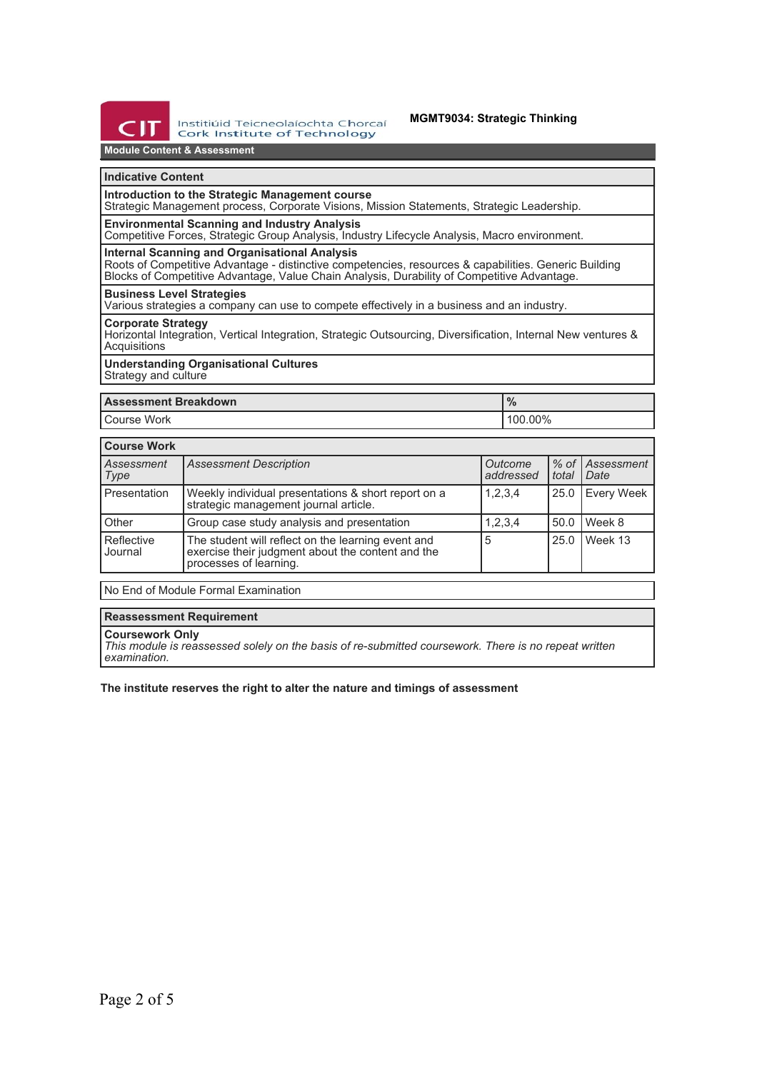**MGMT9034: Strategic Thinking**

## Module Content & Assessment

| Indicative Content |
| --- |
| **Introduction to the Strategic Management course**<br>Strategic Management process, Corporate Visions, Mission Statements, Strategic Leadership. |
| **Environmental Scanning and Industry Analysis**<br>Competitive Forces, Strategic Group Analysis, Industry Lifecycle Analysis, Macro environment. |
| **Internal Scanning and Organisational Analysis**<br>Roots of Competitive Advantage - distinctive competencies, resources & capabilities. Generic Building Blocks of Competitive Advantage, Value Chain Analysis, Durability of Competitive Advantage. |
| **Business Level Strategies**<br>Various strategies a company can use to compete effectively in a business and an industry. |
| **Corporate Strategy**<br>Horizontal Integration, Vertical Integration, Strategic Outsourcing, Diversification, Internal New ventures & Acquisitions |
| **Understanding Organisational Cultures**<br>Strategy and culture |

| Assessment Breakdown | % |
| --- | --- |
| Course Work | 100.00% |

| Course Work | | | | |
| --- | --- | --- | --- | --- |
| *Assessment Type* | *Assessment Description* | *Outcome addressed* | *% of total* | *Assessment Date* |
| Presentation | Weekly individual presentations & short report on a strategic management journal article. | 1,2,3,4 | 25.0 | Every Week |
| Other | Group case study analysis and presentation | 1,2,3,4 | 50.0 | Week 8 |
| Reflective Journal | The student will reflect on the learning event and exercise their judgment about the content and the processes of learning. | 5 | 25.0 | Week 13 |

No End of Module Formal Examination

| Reassessment Requirement |
| --- |
| **Coursework Only**<br>*This module is reassessed solely on the basis of re-submitted coursework. There is no repeat written examination.* |

**The institute reserves the right to alter the nature and timings of assessment**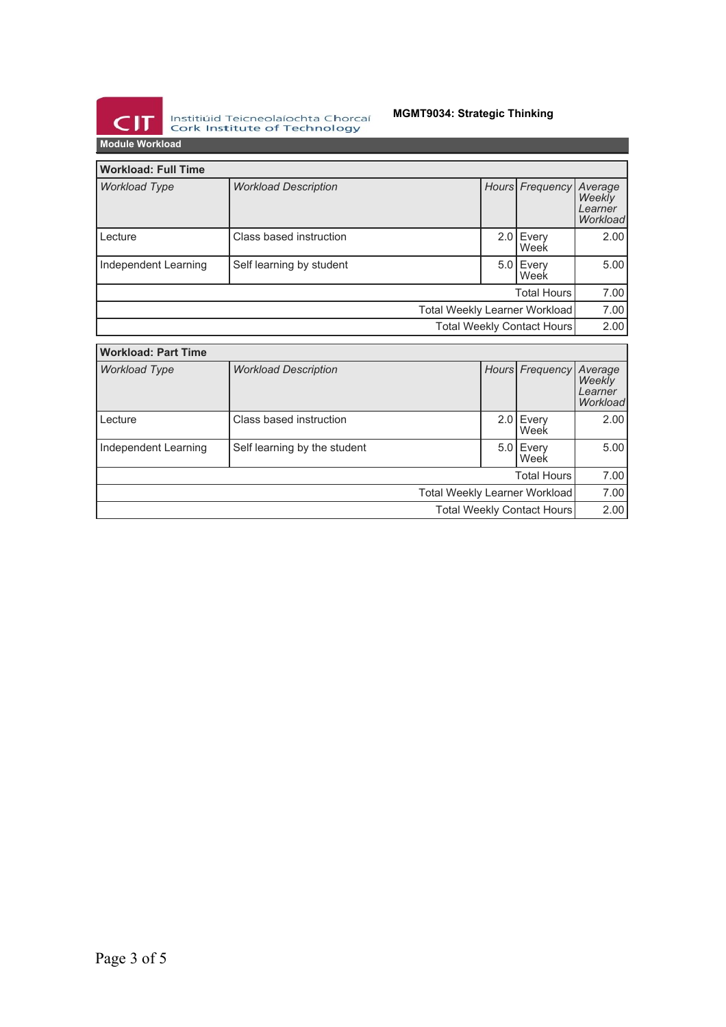**MGMT9034: Strategic Thinking**

## Module Workload

| Workload: Full Time | | | | |
|---|---|---|---|---|
| *Workload Type* | *Workload Description* | *Hours* | *Frequency* | *Average Weekly Learner Workload* |
| Lecture | Class based instruction | 2.0 | Every Week | 2.00 |
| Independent Learning | Self learning by student | 5.0 | Every Week | 5.00 |
| | | | Total Hours | 7.00 |
| | | | Total Weekly Learner Workload | 7.00 |
| | | | Total Weekly Contact Hours | 2.00 |

| Workload: Part Time | | | | |
|---|---|---|---|---|
| *Workload Type* | *Workload Description* | *Hours* | *Frequency* | *Average Weekly Learner Workload* |
| Lecture | Class based instruction | 2.0 | Every Week | 2.00 |
| Independent Learning | Self learning by the student | 5.0 | Every Week | 5.00 |
| | | | Total Hours | 7.00 |
| | | | Total Weekly Learner Workload | 7.00 |
| | | | Total Weekly Contact Hours | 2.00 |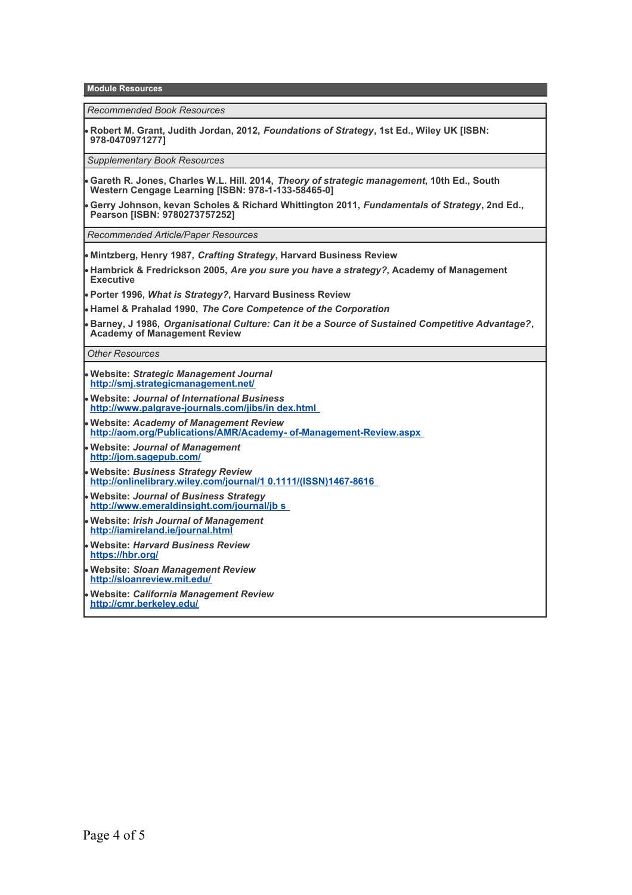## Module Resources

*Recommended Book Resources*

- **Robert M. Grant, Judith Jordan, 2012, *Foundations of Strategy*, 1st Ed., Wiley UK [ISBN: 978-0470971277]**

*Supplementary Book Resources*

- **Gareth R. Jones, Charles W.L. Hill. 2014, *Theory of strategic management*, 10th Ed., South Western Cengage Learning [ISBN: 978-1-133-58465-0]**
- **Gerry Johnson, kevan Scholes & Richard Whittington 2011, *Fundamentals of Strategy*, 2nd Ed., Pearson [ISBN: 9780273757252]**

*Recommended Article/Paper Resources*

- **Mintzberg, Henry 1987, *Crafting Strategy*, Harvard Business Review**
- **Hambrick & Fredrickson 2005, *Are you sure you have a strategy?*, Academy of Management Executive**
- **Porter 1996, *What is Strategy?*, Harvard Business Review**
- **Hamel & Prahalad 1990, *The Core Competence of the Corporation***
- **Barney, J 1986, *Organisational Culture: Can it be a Source of Sustained Competitive Advantage?*, Academy of Management Review**

*Other Resources*

- **Website: *Strategic Management Journal***
  **http://smj.strategicmanagement.net/**
- **Website: *Journal of International Business***
  **http://www.palgrave-journals.com/jibs/in dex.html**
- **Website: *Academy of Management Review***
  **http://aom.org/Publications/AMR/Academy- of-Management-Review.aspx**
- **Website: *Journal of Management***
  **http://jom.sagepub.com/**
- **Website: *Business Strategy Review***
  **http://onlinelibrary.wiley.com/journal/1 0.1111/(ISSN)1467-8616**
- **Website: *Journal of Business Strategy***
  **http://www.emeraldinsight.com/journal/jb s**
- **Website: *Irish Journal of Management***
  **http://iamireland.ie/journal.html**
- **Website: *Harvard Business Review***
  **https://hbr.org/**
- **Website: *Sloan Management Review***
  **http://sloanreview.mit.edu/**
- **Website: *California Management Review***
  **http://cmr.berkeley.edu/**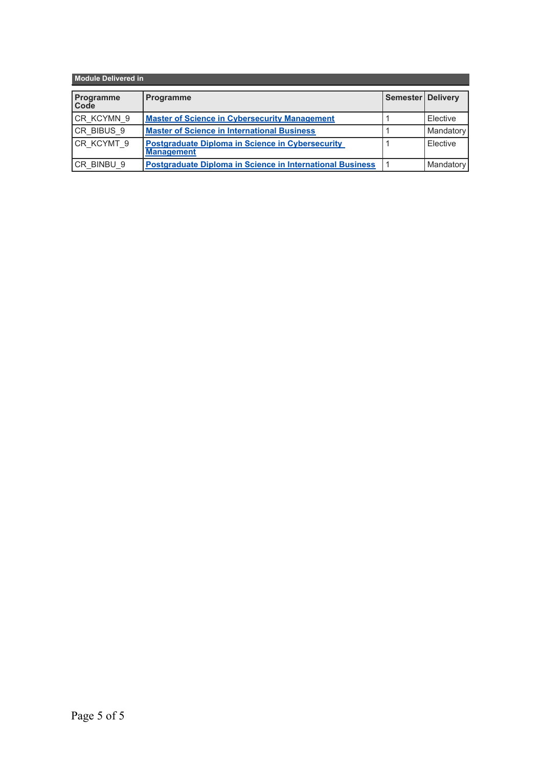## Module Delivered in

| Programme Code | Programme | Semester | Delivery |
| --- | --- | --- | --- |
| CR_KCYMN_9 | Master of Science in Cybersecurity Management | 1 | Elective |
| CR_BIBUS_9 | Master of Science in International Business | 1 | Mandatory |
| CR_KCYMT_9 | Postgraduate Diploma in Science in Cybersecurity Management | 1 | Elective |
| CR_BINBU_9 | Postgraduate Diploma in Science in International Business | 1 | Mandatory |